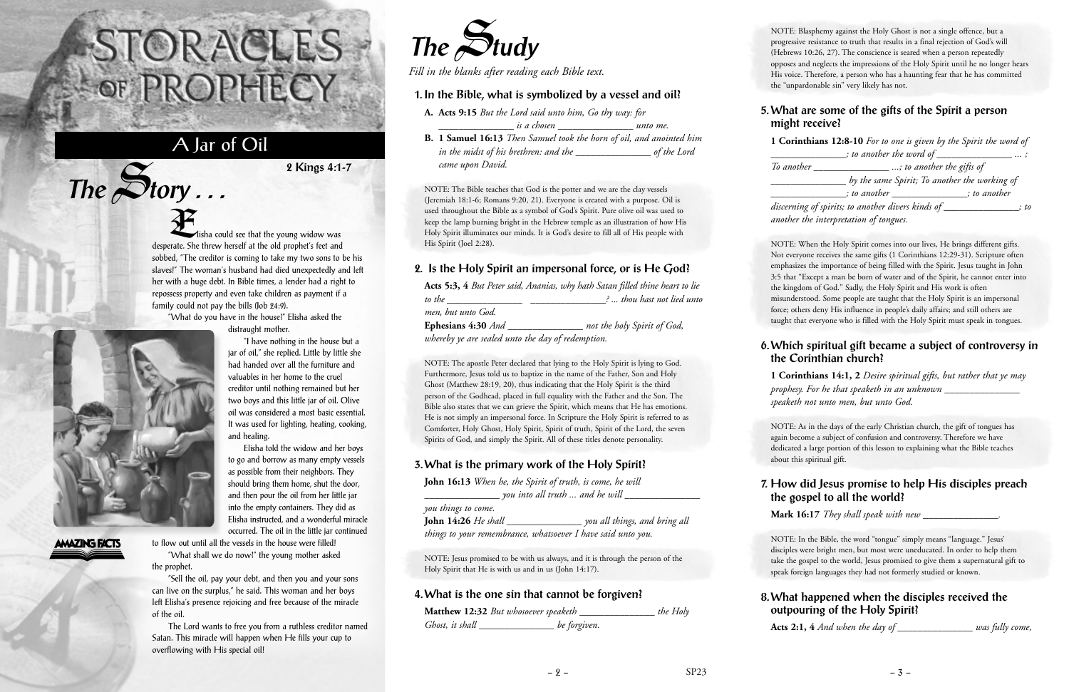# STORACLES OF PROPHECY

## A Jar of Oil

**2 Kings 4:1-7**

## The Story . . .

Elisha could see that the young widow was desperate. She threw herself at the old prophet's feet and sobbed, "The creditor is coming to take my two sons to be his slaves!" The woman's husband had died unexpectedly and left her with a huge debt. In Bible times, a lender had a right to repossess property and even take children as payment if a family could not pay the bills (Job 24:9).

"What do you have in the house?" Elisha asked the distraught mother.

"I have nothing in the house but a jar of oil," she replied. Little by little she had handed over all the furniture and valuables in her home to the cruel creditor until nothing remained but her two boys and this little jar of oil. Olive oil was considered a most basic essential. It was used for lighting, heating, cooking, and healing.

Elisha told the widow and her boys to go and borrow as many empty vessels as possible from their neighbors. They should bring them home, shut the door, and then pour the oil from her little jar into the empty containers. They did as Elisha instructed, and a wonderful miracle occurred. The oil in the little jar continued to flow out until all the vessels in the house were filled!

"What shall we do now?" the young mother asked the prophet.

"Sell the oil, pay your debt, and then you and your sons can live on the surplus," he said. This woman and her boys left Elisha's presence rejoicing and free because of the miracle of the oil.

The Lord wants to free you from a ruthless creditor named Satan. This miracle will happen when He fills your cup to overflowing with His special oil!

AMAZING FACTS

## The Study

*Fill in the blanks after reading each Bible text.*

### 1. In the Bible, what is symbolized by a vessel and oil?

**A. Acts 9:15** *But the Lord said unto him, Go thy way: for _______________ is a chosen _______________ unto me.*

**B. 1 Samuel 16:13** *Then Samuel took the horn of oil, and anointed him in the midst of his brethren: and the _______________ of the Lord came upon David.*

NOTE: The Bible teaches that God is the potter and we are the clay vessels (Jeremiah 18:1-6; Romans 9:20, 21). Everyone is created with a purpose. Oil is used throughout the Bible as a symbol of God's Spirit. Pure olive oil was used to keep the lamp burning bright in the Hebrew temple as an illustration of how His Holy Spirit illuminates our minds. It is God's desire to fill all of His people with His Spirit (Joel 2:28).

### 2. Is the Holy Spirit an impersonal force, or is He God?

**Acts 5:3, 4** *But Peter said, Ananias, why hath Satan filled thine heart to lie to the _______________ _______________? ... thou hast not lied unto men, but unto God.*

**Ephesians 4:30** *And _______________ not the holy Spirit of God, whereby ye are sealed unto the day of redemption.*

NOTE: The apostle Peter declared that lying to the Holy Spirit is lying to God. Furthermore, Jesus told us to baptize in the name of the Father, Son and Holy Ghost (Matthew 28:19, 20), thus indicating that the Holy Spirit is the third person of the Godhead, placed in full equality with the Father and the Son. The Bible also states that we can grieve the Spirit, which means that He has emotions. He is not simply an impersonal force. In Scripture the Holy Spirit is referred to as Comforter, Holy Ghost, Holy Spirit, Spirit of truth, Spirit of the Lord, the seven Spirits of God, and simply the Spirit. All of these titles denote personality.

### 3. What is the primary work of the Holy Spirit?

**John 16:13** *When he, the Spirit of truth, is come, he will _______________ you into all truth ... and he will _______________ you things to come.*

**John 14:26** *He shall _______________ you all things, and bring all things to your remembrance, whatsoever I have said unto you.*

NOTE: Jesus promised to be with us always, and it is through the person of the Holy Spirit that He is with us and in us (John 14:17).

### 4. What is the one sin that cannot be forgiven?

**Matthew 12:32** *But whosoever speaketh _______________ the Holy Ghost, it shall _______________ be forgiven.*

NOTE: Blasphemy against the Holy Ghost is not a single offence, but a progressive resistance to truth that results in a final rejection of God's will (Hebrews 10:26, 27). The conscience is seared when a person repeatedly opposes and neglects the impressions of the Holy Spirit until he no longer hears His voice. Therefore, a person who has a haunting fear that he has committed the "unpardonable sin" very likely has not.

### 5. What are some of the gifts of the Spirit a person might receive?

**1 Corinthians 12:8-10** *For to one is given by the Spirit the word of _______________; to another the word of _______________ ... ; To another _______________ ...; to another the gifts of _______________ by the same Spirit; To another the working of _______________; to another _______________; to another discerning of spirits; to another divers kinds of _______________; to another the interpretation of tongues.*

NOTE: When the Holy Spirit comes into our lives, He brings different gifts. Not everyone receives the same gifts (1 Corinthians 12:29-31). Scripture often emphasizes the importance of being filled with the Spirit. Jesus taught in John 3:5 that "Except a man be born of water and of the Spirit, he cannot enter into the kingdom of God." Sadly, the Holy Spirit and His work is often misunderstood. Some people are taught that the Holy Spirit is an impersonal force; others deny His influence in people's daily affairs; and still others are taught that everyone who is filled with the Holy Spirit must speak in tongues.

### 6. Which spiritual gift became a subject of controversy in the Corinthian church?

**1 Corinthians 14:1, 2** *Desire spiritual gifts, but rather that ye may prophesy. For he that speaketh in an unknown _______________ speaketh not unto men, but unto God.*

NOTE: As in the days of the early Christian church, the gift of tongues has again become a subject of confusion and controversy. Therefore we have dedicated a large portion of this lesson to explaining what the Bible teaches about this spiritual gift.

### 7. How did Jesus promise to help His disciples preach the gospel to all the world?

**Mark 16:17** *They shall speak with new _______________.*

NOTE: In the Bible, the word "tongue" simply means "language." Jesus' disciples were bright men, but most were uneducated. In order to help them take the gospel to the world, Jesus promised to give them a supernatural gift to speak foreign languages they had not formerly studied or known.

### 8. What happened when the disciples received the outpouring of the Holy Spirit?

**Acts 2:1, 4** *And when the day of _______________ was fully come,*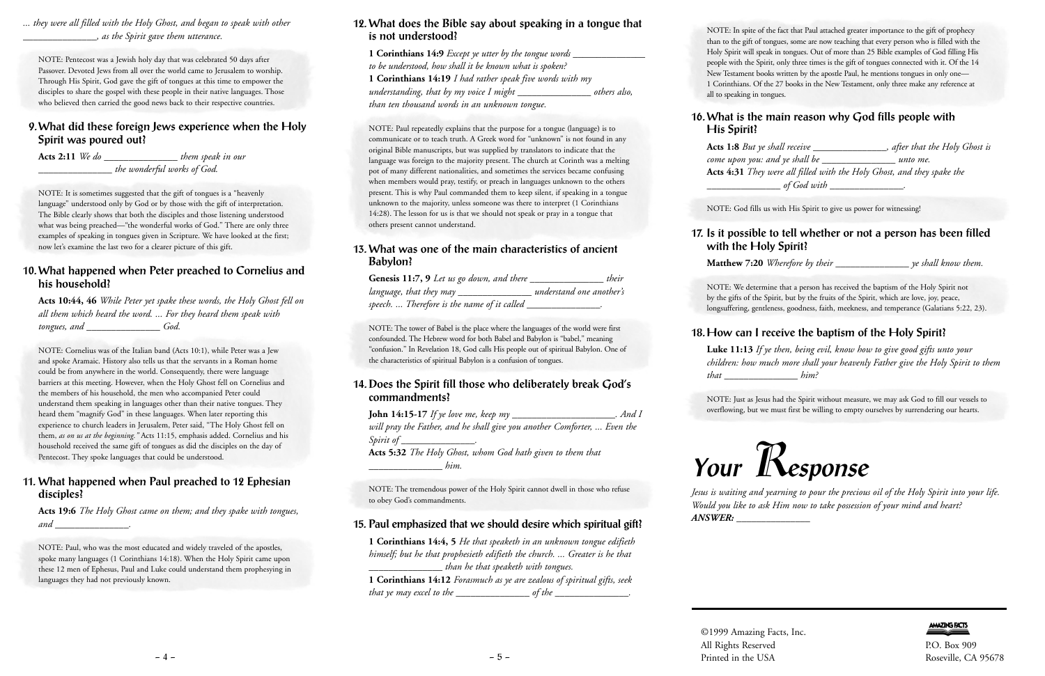*... they were all filled with the Holy Ghost, and began to speak with other _______________, as the Spirit gave them utterance.*

NOTE: Pentecost was a Jewish holy day that was celebrated 50 days after Passover. Devoted Jews from all over the world came to Jerusalem to worship. Through His Spirit, God gave the gift of tongues at this time to empower the disciples to share the gospel with these people in their native languages. Those who believed then carried the good news back to their respective countries.

### 9. What did these foreign Jews experience when the Holy Spirit was poured out?

**Acts 2:11** *We do _______________ them speak in our _______________ the wonderful works of God.*

NOTE: It is sometimes suggested that the gift of tongues is a "heavenly language" understood only by God or by those with the gift of interpretation. The Bible clearly shows that both the disciples and those listening understood what was being preached—"the wonderful works of God." There are only three examples of speaking in tongues given in Scripture. We have looked at the first; now let's examine the last two for a clearer picture of this gift.

### 10. What happened when Peter preached to Cornelius and his household?

**Acts 10:44, 46** *While Peter yet spake these words, the Holy Ghost fell on all them which heard the word. ... For they heard them speak with tongues, and _______________ God.*

NOTE: Cornelius was of the Italian band (Acts 10:1), while Peter was a Jew and spoke Aramaic. History also tells us that the servants in a Roman home could be from anywhere in the world. Consequently, there were language barriers at this meeting. However, when the Holy Ghost fell on Cornelius and the members of his household, the men who accompanied Peter could understand them speaking in languages other than their native tongues. They heard them "magnify God" in these languages. When later reporting this experience to church leaders in Jerusalem, Peter said, "The Holy Ghost fell on them, *as on us at the beginning.*" Acts 11:15, emphasis added. Cornelius and his household received the same gift of tongues as did the disciples on the day of Pentecost. They spoke languages that could be understood.

### 11. What happened when Paul preached to 12 Ephesian disciples?

**Acts 19:6** *The Holy Ghost came on them; and they spake with tongues, and _______________.*

NOTE: Paul, who was the most educated and widely traveled of the apostles, spoke many languages (1 Corinthians 14:18). When the Holy Spirit came upon these 12 men of Ephesus, Paul and Luke could understand them prophesying in languages they had not previously known.

### 12. What does the Bible say about speaking in a tongue that is not understood?

**1 Corinthians 14:9** *Except ye utter by the tongue words _______________ to be understood, how shall it be known what is spoken?*
**1 Corinthians 14:19** *I had rather speak five words with my understanding, that by my voice I might _______________ others also, than ten thousand words in an unknown tongue.*

NOTE: Paul repeatedly explains that the purpose for a tongue (language) is to communicate or to teach truth. A Greek word for "unknown" is not found in any original Bible manuscripts, but was supplied by translators to indicate that the language was foreign to the majority present. The church at Corinth was a melting pot of many different nationalities, and sometimes the services became confusing when members would pray, testify, or preach in languages unknown to the others present. This is why Paul commanded them to keep silent, if speaking in a tongue unknown to the majority, unless someone was there to interpret (1 Corinthians 14:28). The lesson for us is that we should not speak or pray in a tongue that others present cannot understand.

### 13. What was one of the main characteristics of ancient Babylon?

**Genesis 11:7, 9** *Let us go down, and there _______________ their language, that they may _______________ understand one another's speech. ... Therefore is the name of it called _______________.*

NOTE: The tower of Babel is the place where the languages of the world were first confounded. The Hebrew word for both Babel and Babylon is "babel," meaning "confusion." In Revelation 18, God calls His people out of spiritual Babylon. One of the characteristics of spiritual Babylon is a confusion of tongues.

### 14. Does the Spirit fill those who deliberately break God's commandments?

**John 14:15-17** *If ye love me, keep my _____________________. And I will pray the Father, and he shall give you another Comforter, ... Even the Spirit of _______________.*
**Acts 5:32** *The Holy Ghost, whom God hath given to them that _______________ him.*

NOTE: The tremendous power of the Holy Spirit cannot dwell in those who refuse to obey God's commandments.

### 15. Paul emphasized that we should desire which spiritual gift?

**1 Corinthians 14:4, 5** *He that speaketh in an unknown tongue edifieth himself; but he that prophesieth edifieth the church. ... Greater is he that _______________ than he that speaketh with tongues.*
**1 Corinthians 14:12** *Forasmuch as ye are zealous of spiritual gifts, seek that ye may excel to the _______________ of the _______________.*

NOTE: In spite of the fact that Paul attached greater importance to the gift of prophecy than to the gift of tongues, some are now teaching that every person who is filled with the Holy Spirit will speak in tongues. Out of more than 25 Bible examples of God filling His people with the Spirit, only three times is the gift of tongues connected with it. Of the 14 New Testament books written by the apostle Paul, he mentions tongues in only one—1 Corinthians. Of the 27 books in the New Testament, only three make any reference at all to speaking in tongues.

### 16. What is the main reason why God fills people with His Spirit?

**Acts 1:8** *But ye shall receive _______________, after that the Holy Ghost is come upon you: and ye shall be _______________ unto me.*
**Acts 4:31** *They were all filled with the Holy Ghost, and they spake the _______________ of God with _______________.*

NOTE: God fills us with His Spirit to give us power for witnessing!

### 17. Is it possible to tell whether or not a person has been filled with the Holy Spirit?

**Matthew 7:20** *Wherefore by their _______________ ye shall know them.*

NOTE: We determine that a person has received the baptism of the Holy Spirit not by the gifts of the Spirit, but by the fruits of the Spirit, which are love, joy, peace, longsuffering, gentleness, goodness, faith, meekness, and temperance (Galatians 5:22, 23).

### 18. How can I receive the baptism of the Holy Spirit?

**Luke 11:13** *If ye then, being evil, know how to give good gifts unto your children: how much more shall your heavenly Father give the Holy Spirit to them that _______________ him?*

NOTE: Just as Jesus had the Spirit without measure, we may ask God to fill our vessels to overflowing, but we must first be willing to empty ourselves by surrendering our hearts.

## *Your Response*

*Jesus is waiting and yearning to pour the precious oil of the Holy Spirit into your life. Would you like to ask Him now to take possession of your mind and heart?*
***ANSWER:*** _______________

©1999 Amazing Facts, Inc.
All Rights Reserved
Printed in the USA

AMAZING FACTS
P.O. Box 909
Roseville, CA 95678